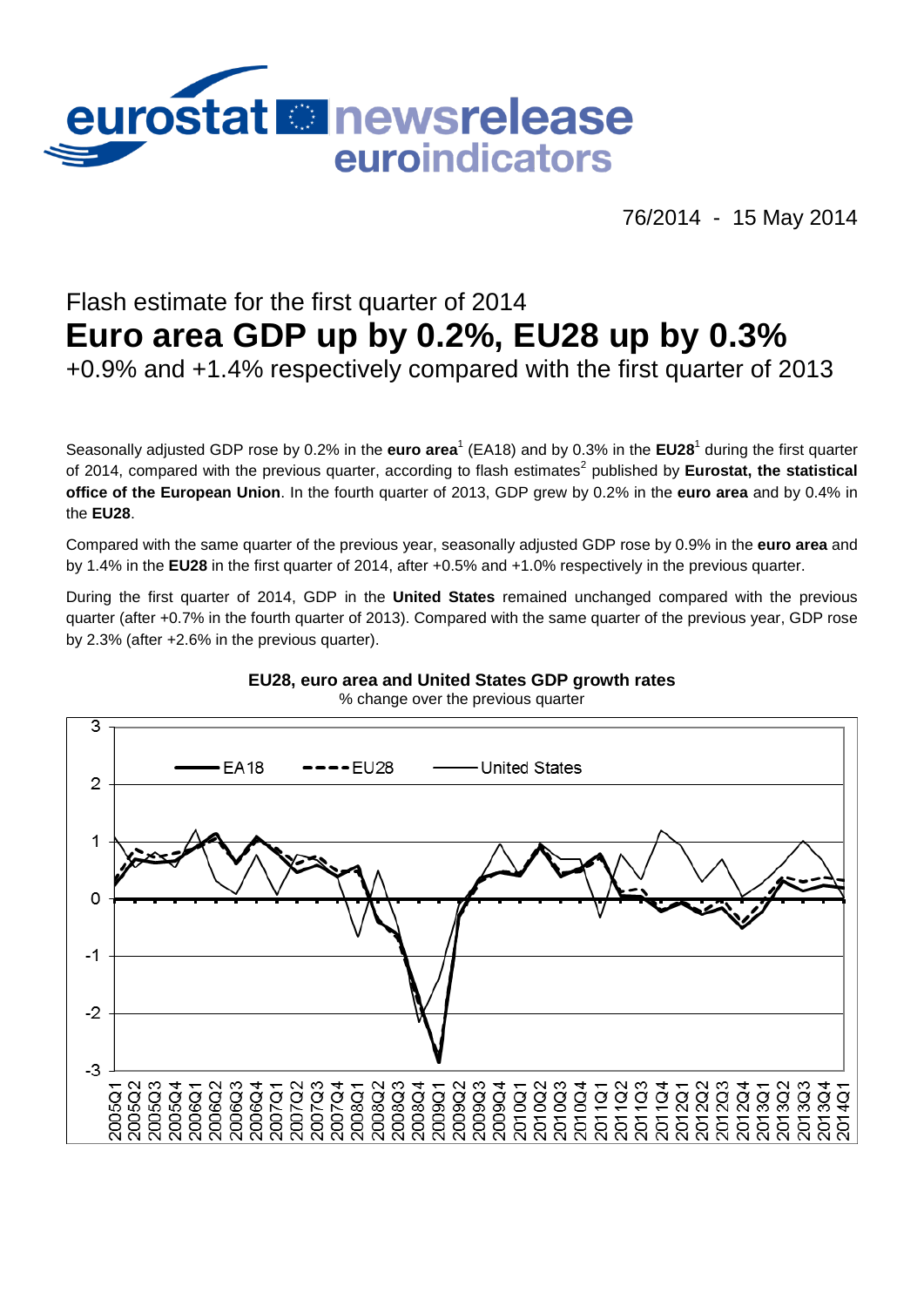eurostat newsrelease euroindicators

76/2014 - 15 May 2014

# Flash estimate for the first quarter of 2014

# Euro area GDP up by 0.2%, EU28 up by 0.3%

## +0.9% and +1.4% respectively compared with the first quarter of 2013

Seasonally adjusted GDP rose by 0.2% in the **euro area**[1] (EA18) and by 0.3% in the **EU28**[1] during the first quarter of 2014, compared with the previous quarter, according to flash estimates[2] published by **Eurostat, the statistical office of the European Union**. In the fourth quarter of 2013, GDP grew by 0.2% in the **euro area** and by 0.4% in the **EU28**.

Compared with the same quarter of the previous year, seasonally adjusted GDP rose by 0.9% in the **euro area** and by 1.4% in the **EU28** in the first quarter of 2014, after +0.5% and +1.0% respectively in the previous quarter.

During the first quarter of 2014, GDP in the **United States** remained unchanged compared with the previous quarter (after +0.7% in the fourth quarter of 2013). Compared with the same quarter of the previous year, GDP rose by 2.3% (after +2.6% in the previous quarter).

**EU28, euro area and United States GDP growth rates**

% change over the previous quarter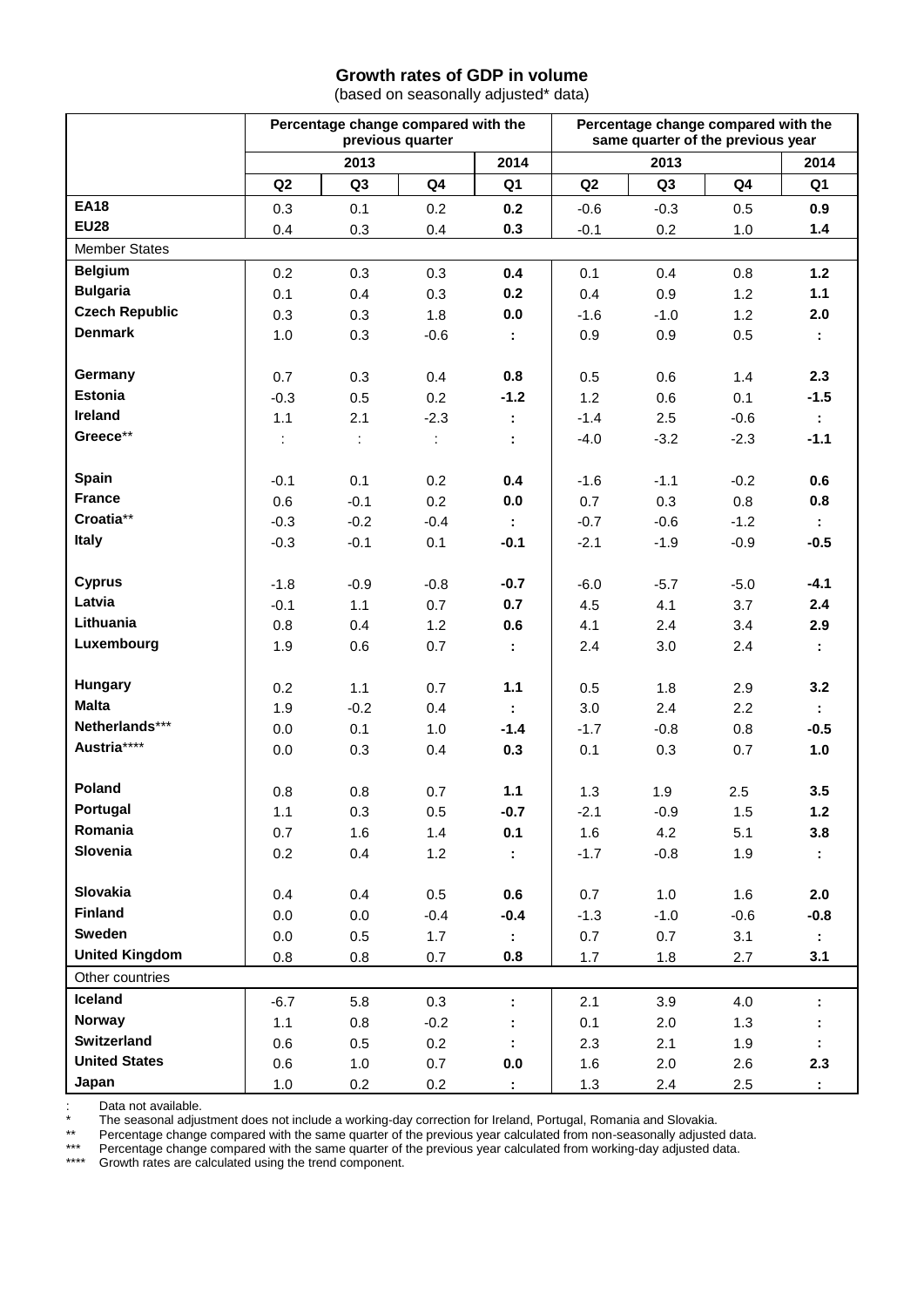**Growth rates of GDP in volume**

(based on seasonally adjusted* data)

| | Percentage change compared with the previous quarter | | | | Percentage change compared with the same quarter of the previous year | | | |
|---|---|---|---|---|---|---|---|---|
| | 2013 | | | 2014 | 2013 | | | 2014 |
| | Q2 | Q3 | Q4 | Q1 | Q2 | Q3 | Q4 | Q1 |
| **EA18** | 0.3 | 0.1 | 0.2 | **0.2** | -0.6 | -0.3 | 0.5 | **0.9** |
| **EU28** | 0.4 | 0.3 | 0.4 | **0.3** | -0.1 | 0.2 | 1.0 | **1.4** |
| Member States | | | | | | | | |
| **Belgium** | 0.2 | 0.3 | 0.3 | **0.4** | 0.1 | 0.4 | 0.8 | **1.2** |
| **Bulgaria** | 0.1 | 0.4 | 0.3 | **0.2** | 0.4 | 0.9 | 1.2 | **1.1** |
| **Czech Republic** | 0.3 | 0.3 | 1.8 | **0.0** | -1.6 | -1.0 | 1.2 | **2.0** |
| **Denmark** | 1.0 | 0.3 | -0.6 | **:** | 0.9 | 0.9 | 0.5 | **:** |
| **Germany** | 0.7 | 0.3 | 0.4 | **0.8** | 0.5 | 0.6 | 1.4 | **2.3** |
| **Estonia** | -0.3 | 0.5 | 0.2 | **-1.2** | 1.2 | 0.6 | 0.1 | **-1.5** |
| **Ireland** | 1.1 | 2.1 | -2.3 | **:** | -1.4 | 2.5 | -0.6 | **:** |
| **Greece**** | : | : | : | **:** | -4.0 | -3.2 | -2.3 | **-1.1** |
| **Spain** | -0.1 | 0.1 | 0.2 | **0.4** | -1.6 | -1.1 | -0.2 | **0.6** |
| **France** | 0.6 | -0.1 | 0.2 | **0.0** | 0.7 | 0.3 | 0.8 | **0.8** |
| **Croatia**** | -0.3 | -0.2 | -0.4 | **:** | -0.7 | -0.6 | -1.2 | **:** |
| **Italy** | -0.3 | -0.1 | 0.1 | **-0.1** | -2.1 | -1.9 | -0.9 | **-0.5** |
| **Cyprus** | -1.8 | -0.9 | -0.8 | **-0.7** | -6.0 | -5.7 | -5.0 | **-4.1** |
| **Latvia** | -0.1 | 1.1 | 0.7 | **0.7** | 4.5 | 4.1 | 3.7 | **2.4** |
| **Lithuania** | 0.8 | 0.4 | 1.2 | **0.6** | 4.1 | 2.4 | 3.4 | **2.9** |
| **Luxembourg** | 1.9 | 0.6 | 0.7 | **:** | 2.4 | 3.0 | 2.4 | **:** |
| **Hungary** | 0.2 | 1.1 | 0.7 | **1.1** | 0.5 | 1.8 | 2.9 | **3.2** |
| **Malta** | 1.9 | -0.2 | 0.4 | **:** | 3.0 | 2.4 | 2.2 | **:** |
| **Netherlands***** | 0.0 | 0.1 | 1.0 | **-1.4** | -1.7 | -0.8 | 0.8 | **-0.5** |
| **Austria****** | 0.0 | 0.3 | 0.4 | **0.3** | 0.1 | 0.3 | 0.7 | **1.0** |
| **Poland** | 0.8 | 0.8 | 0.7 | **1.1** | 1.3 | 1.9 | 2.5 | **3.5** |
| **Portugal** | 1.1 | 0.3 | 0.5 | **-0.7** | -2.1 | -0.9 | 1.5 | **1.2** |
| **Romania** | 0.7 | 1.6 | 1.4 | **0.1** | 1.6 | 4.2 | 5.1 | **3.8** |
| **Slovenia** | 0.2 | 0.4 | 1.2 | **:** | -1.7 | -0.8 | 1.9 | **:** |
| **Slovakia** | 0.4 | 0.4 | 0.5 | **0.6** | 0.7 | 1.0 | 1.6 | **2.0** |
| **Finland** | 0.0 | 0.0 | -0.4 | **-0.4** | -1.3 | -1.0 | -0.6 | **-0.8** |
| **Sweden** | 0.0 | 0.5 | 1.7 | **:** | 0.7 | 0.7 | 3.1 | **:** |
| **United Kingdom** | 0.8 | 0.8 | 0.7 | **0.8** | 1.7 | 1.8 | 2.7 | **3.1** |
| Other countries | | | | | | | | |
| **Iceland** | -6.7 | 5.8 | 0.3 | **:** | 2.1 | 3.9 | 4.0 | **:** |
| **Norway** | 1.1 | 0.8 | -0.2 | **:** | 0.1 | 2.0 | 1.3 | **:** |
| **Switzerland** | 0.6 | 0.5 | 0.2 | **:** | 2.3 | 2.1 | 1.9 | **:** |
| **United States** | 0.6 | 1.0 | 0.7 | **0.0** | 1.6 | 2.0 | 2.6 | **2.3** |
| **Japan** | 1.0 | 0.2 | 0.2 | **:** | 1.3 | 2.4 | 2.5 | **:** |

: Data not available.

* The seasonal adjustment does not include a working-day correction for Ireland, Portugal, Romania and Slovakia.

** Percentage change compared with the same quarter of the previous year calculated from non-seasonally adjusted data.

*** Percentage change compared with the same quarter of the previous year calculated from working-day adjusted data.

**** Growth rates are calculated using the trend component.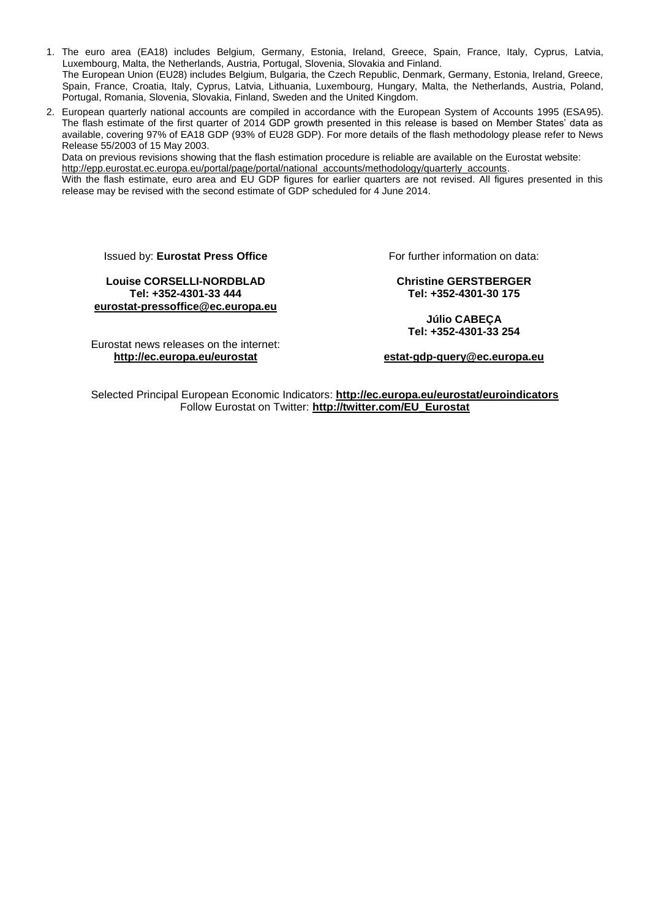1. The euro area (EA18) includes Belgium, Germany, Estonia, Ireland, Greece, Spain, France, Italy, Cyprus, Latvia, Luxembourg, Malta, the Netherlands, Austria, Portugal, Slovenia, Slovakia and Finland.
   The European Union (EU28) includes Belgium, Bulgaria, the Czech Republic, Denmark, Germany, Estonia, Ireland, Greece, Spain, France, Croatia, Italy, Cyprus, Latvia, Lithuania, Luxembourg, Hungary, Malta, the Netherlands, Austria, Poland, Portugal, Romania, Slovenia, Slovakia, Finland, Sweden and the United Kingdom.
2. European quarterly national accounts are compiled in accordance with the European System of Accounts 1995 (ESA95). The flash estimate of the first quarter of 2014 GDP growth presented in this release is based on Member States' data as available, covering 97% of EA18 GDP (93% of EU28 GDP). For more details of the flash methodology please refer to News Release 55/2003 of 15 May 2003.
   Data on previous revisions showing that the flash estimation procedure is reliable are available on the Eurostat website: http://epp.eurostat.ec.europa.eu/portal/page/portal/national_accounts/methodology/quarterly_accounts.
   With the flash estimate, euro area and EU GDP figures for earlier quarters are not revised. All figures presented in this release may be revised with the second estimate of GDP scheduled for 4 June 2014.

Issued by: **Eurostat Press Office**

**Louise CORSELLI-NORDBLAD**
**Tel: +352-4301-33 444**
**eurostat-pressoffice@ec.europa.eu**

Eurostat news releases on the internet:
**http://ec.europa.eu/eurostat**

For further information on data:

**Christine GERSTBERGER**
**Tel: +352-4301-30 175**

**Júlio CABEÇA**
**Tel: +352-4301-33 254**

**estat-gdp-query@ec.europa.eu**

Selected Principal European Economic Indicators: **http://ec.europa.eu/eurostat/euroindicators**
Follow Eurostat on Twitter: **http://twitter.com/EU_Eurostat**